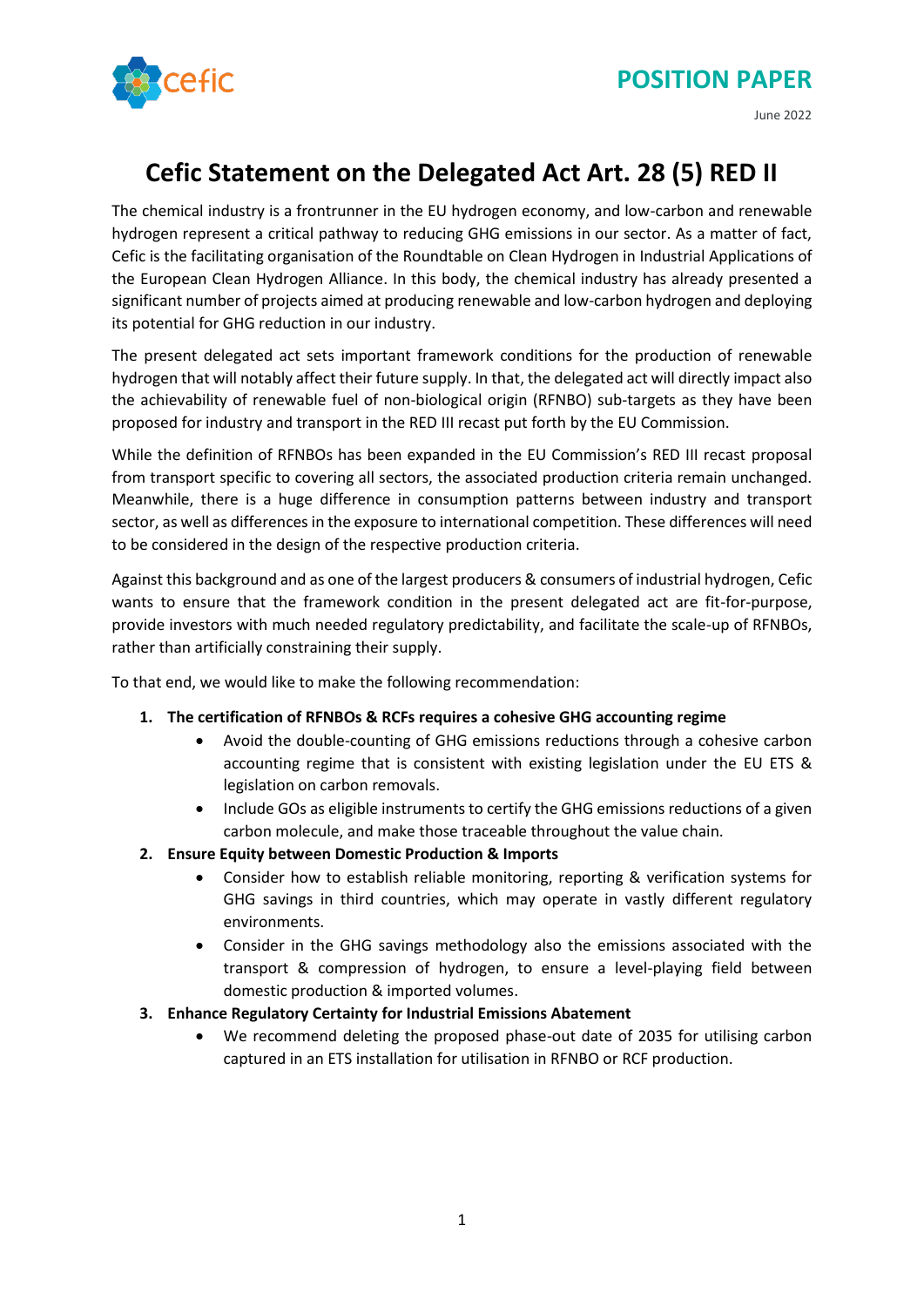POSITION PAPER

June 2022

# Cefic Statement on the Delegated Act Art. 28 (5) RED II

The chemical industry is a frontrunner in the EU hydrogen economy, and low-carbon and renewable hydrogen represent a critical pathway to reducing GHG emissions in our sector. As a matter of fact, Cefic is the facilitating organisation of the Roundtable on Clean Hydrogen in Industrial Applications of the European Clean Hydrogen Alliance. In this body, the chemical industry has already presented a significant number of projects aimed at producing renewable and low-carbon hydrogen and deploying its potential for GHG reduction in our industry.

The present delegated act sets important framework conditions for the production of renewable hydrogen that will notably affect their future supply. In that, the delegated act will directly impact also the achievability of renewable fuel of non-biological origin (RFNBO) sub-targets as they have been proposed for industry and transport in the RED III recast put forth by the EU Commission.

While the definition of RFNBOs has been expanded in the EU Commission's RED III recast proposal from transport specific to covering all sectors, the associated production criteria remain unchanged. Meanwhile, there is a huge difference in consumption patterns between industry and transport sector, as well as differences in the exposure to international competition. These differences will need to be considered in the design of the respective production criteria.

Against this background and as one of the largest producers & consumers of industrial hydrogen, Cefic wants to ensure that the framework condition in the present delegated act are fit-for-purpose, provide investors with much needed regulatory predictability, and facilitate the scale-up of RFNBOs, rather than artificially constraining their supply.

To that end, we would like to make the following recommendation:

1. **The certification of RFNBOs & RCFs requires a cohesive GHG accounting regime**
   - Avoid the double-counting of GHG emissions reductions through a cohesive carbon accounting regime that is consistent with existing legislation under the EU ETS & legislation on carbon removals.
   - Include GOs as eligible instruments to certify the GHG emissions reductions of a given carbon molecule, and make those traceable throughout the value chain.
2. **Ensure Equity between Domestic Production & Imports**
   - Consider how to establish reliable monitoring, reporting & verification systems for GHG savings in third countries, which may operate in vastly different regulatory environments.
   - Consider in the GHG savings methodology also the emissions associated with the transport & compression of hydrogen, to ensure a level-playing field between domestic production & imported volumes.
3. **Enhance Regulatory Certainty for Industrial Emissions Abatement**
   - We recommend deleting the proposed phase-out date of 2035 for utilising carbon captured in an ETS installation for utilisation in RFNBO or RCF production.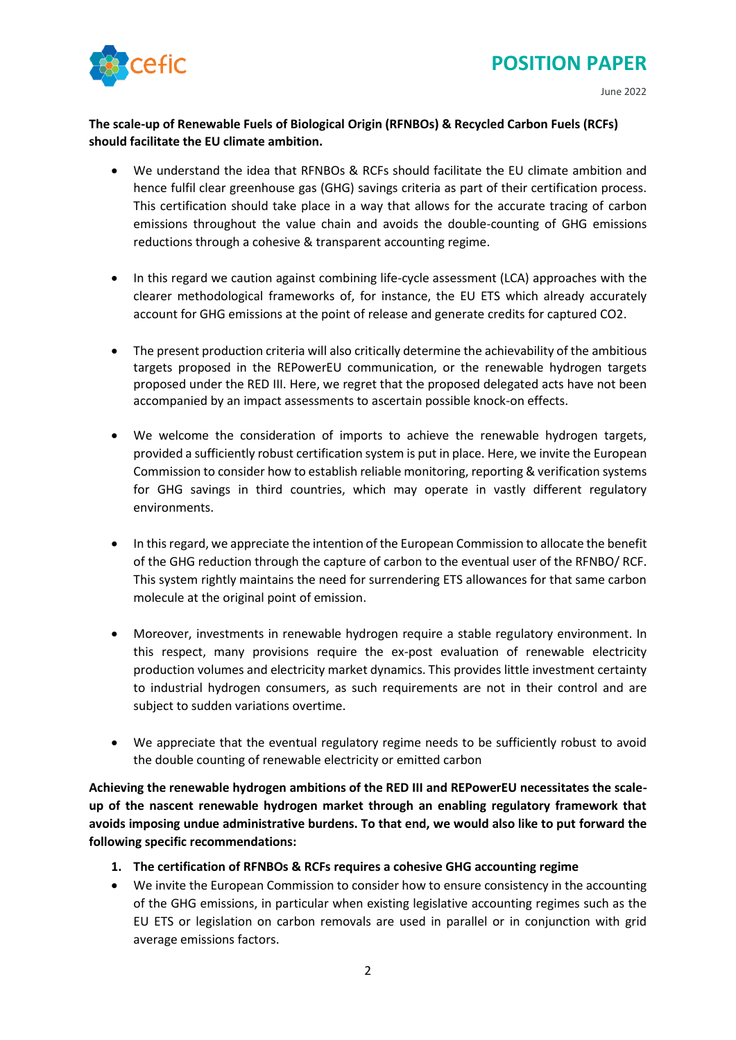**The scale-up of Renewable Fuels of Biological Origin (RFNBOs) & Recycled Carbon Fuels (RCFs) should facilitate the EU climate ambition.**

- We understand the idea that RFNBOs & RCFs should facilitate the EU climate ambition and hence fulfil clear greenhouse gas (GHG) savings criteria as part of their certification process. This certification should take place in a way that allows for the accurate tracing of carbon emissions throughout the value chain and avoids the double-counting of GHG emissions reductions through a cohesive & transparent accounting regime.

- In this regard we caution against combining life-cycle assessment (LCA) approaches with the clearer methodological frameworks of, for instance, the EU ETS which already accurately account for GHG emissions at the point of release and generate credits for captured CO2.

- The present production criteria will also critically determine the achievability of the ambitious targets proposed in the REPowerEU communication, or the renewable hydrogen targets proposed under the RED III. Here, we regret that the proposed delegated acts have not been accompanied by an impact assessments to ascertain possible knock-on effects.

- We welcome the consideration of imports to achieve the renewable hydrogen targets, provided a sufficiently robust certification system is put in place. Here, we invite the European Commission to consider how to establish reliable monitoring, reporting & verification systems for GHG savings in third countries, which may operate in vastly different regulatory environments.

- In this regard, we appreciate the intention of the European Commission to allocate the benefit of the GHG reduction through the capture of carbon to the eventual user of the RFNBO/ RCF. This system rightly maintains the need for surrendering ETS allowances for that same carbon molecule at the original point of emission.

- Moreover, investments in renewable hydrogen require a stable regulatory environment. In this respect, many provisions require the ex-post evaluation of renewable electricity production volumes and electricity market dynamics. This provides little investment certainty to industrial hydrogen consumers, as such requirements are not in their control and are subject to sudden variations overtime.

- We appreciate that the eventual regulatory regime needs to be sufficiently robust to avoid the double counting of renewable electricity or emitted carbon

**Achieving the renewable hydrogen ambitions of the RED III and REPowerEU necessitates the scale-up of the nascent renewable hydrogen market through an enabling regulatory framework that avoids imposing undue administrative burdens. To that end, we would also like to put forward the following specific recommendations:**

1. **The certification of RFNBOs & RCFs requires a cohesive GHG accounting regime**

- We invite the European Commission to consider how to ensure consistency in the accounting of the GHG emissions, in particular when existing legislative accounting regimes such as the EU ETS or legislation on carbon removals are used in parallel or in conjunction with grid average emissions factors.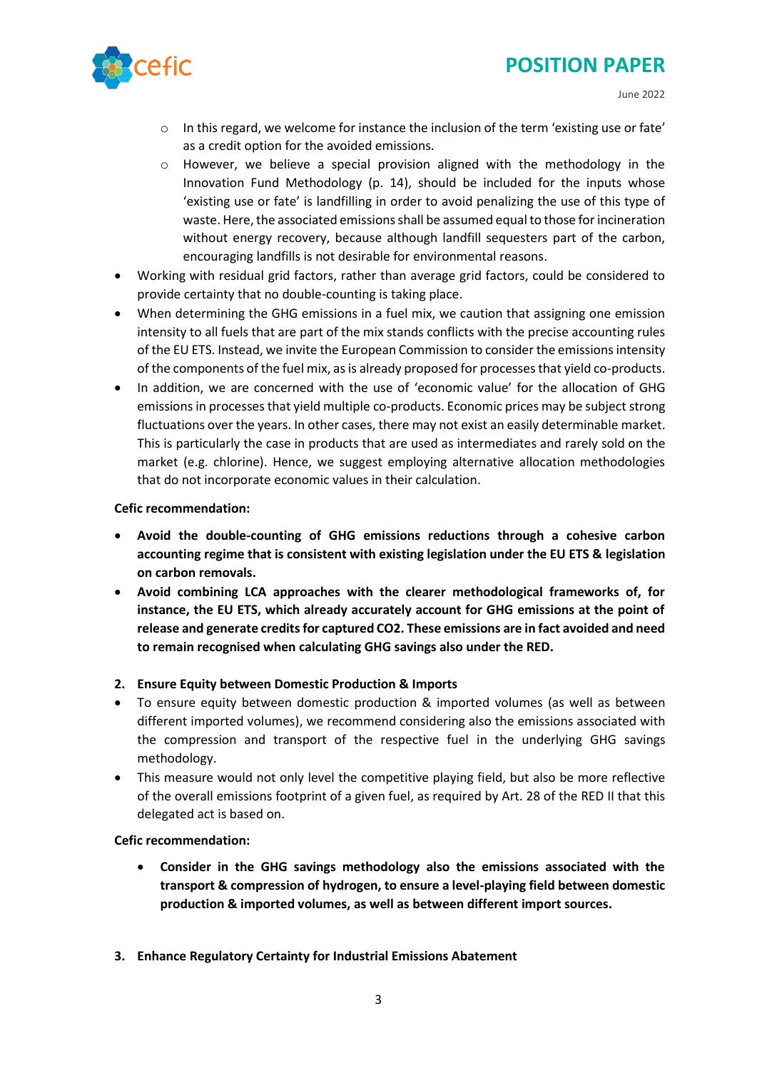- In this regard, we welcome for instance the inclusion of the term 'existing use or fate' as a credit option for the avoided emissions.
  - However, we believe a special provision aligned with the methodology in the Innovation Fund Methodology (p. 14), should be included for the inputs whose 'existing use or fate' is landfilling in order to avoid penalizing the use of this type of waste. Here, the associated emissions shall be assumed equal to those for incineration without energy recovery, because although landfill sequesters part of the carbon, encouraging landfills is not desirable for environmental reasons.
- Working with residual grid factors, rather than average grid factors, could be considered to provide certainty that no double-counting is taking place.
- When determining the GHG emissions in a fuel mix, we caution that assigning one emission intensity to all fuels that are part of the mix stands conflicts with the precise accounting rules of the EU ETS. Instead, we invite the European Commission to consider the emissions intensity of the components of the fuel mix, as is already proposed for processes that yield co-products.
- In addition, we are concerned with the use of 'economic value' for the allocation of GHG emissions in processes that yield multiple co-products. Economic prices may be subject strong fluctuations over the years. In other cases, there may not exist an easily determinable market. This is particularly the case in products that are used as intermediates and rarely sold on the market (e.g. chlorine). Hence, we suggest employing alternative allocation methodologies that do not incorporate economic values in their calculation.

**Cefic recommendation:**

- **Avoid the double-counting of GHG emissions reductions through a cohesive carbon accounting regime that is consistent with existing legislation under the EU ETS & legislation on carbon removals.**
- **Avoid combining LCA approaches with the clearer methodological frameworks of, for instance, the EU ETS, which already accurately account for GHG emissions at the point of release and generate credits for captured CO2. These emissions are in fact avoided and need to remain recognised when calculating GHG savings also under the RED.**

## 2. Ensure Equity between Domestic Production & Imports

- To ensure equity between domestic production & imported volumes (as well as between different imported volumes), we recommend considering also the emissions associated with the compression and transport of the respective fuel in the underlying GHG savings methodology.
- This measure would not only level the competitive playing field, but also be more reflective of the overall emissions footprint of a given fuel, as required by Art. 28 of the RED II that this delegated act is based on.

**Cefic recommendation:**

- **Consider in the GHG savings methodology also the emissions associated with the transport & compression of hydrogen, to ensure a level-playing field between domestic production & imported volumes, as well as between different import sources.**

## 3. Enhance Regulatory Certainty for Industrial Emissions Abatement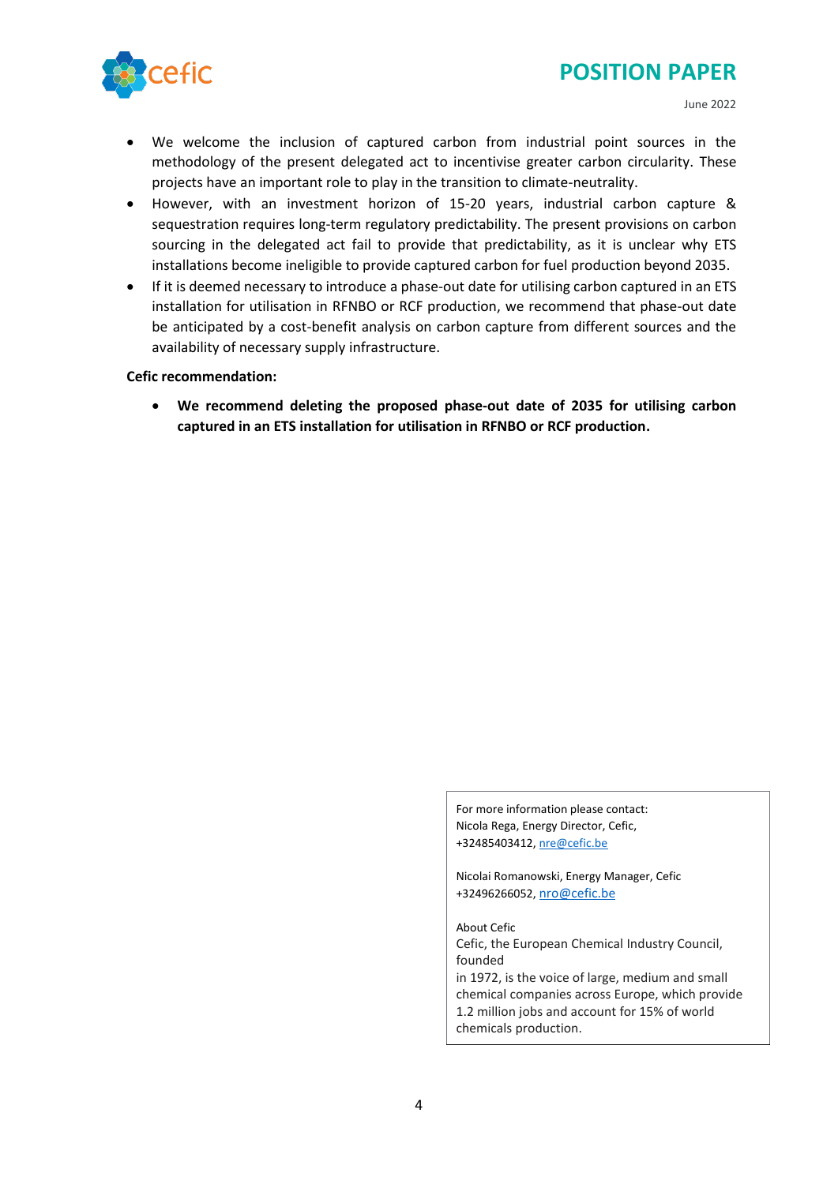- We welcome the inclusion of captured carbon from industrial point sources in the methodology of the present delegated act to incentivise greater carbon circularity. These projects have an important role to play in the transition to climate-neutrality.
- However, with an investment horizon of 15-20 years, industrial carbon capture & sequestration requires long-term regulatory predictability. The present provisions on carbon sourcing in the delegated act fail to provide that predictability, as it is unclear why ETS installations become ineligible to provide captured carbon for fuel production beyond 2035.
- If it is deemed necessary to introduce a phase-out date for utilising carbon captured in an ETS installation for utilisation in RFNBO or RCF production, we recommend that phase-out date be anticipated by a cost-benefit analysis on carbon capture from different sources and the availability of necessary supply infrastructure.

**Cefic recommendation:**

- **We recommend deleting the proposed phase-out date of 2035 for utilising carbon captured in an ETS installation for utilisation in RFNBO or RCF production.**

For more information please contact:
Nicola Rega, Energy Director, Cefic,
+32485403412, nre@cefic.be

Nicolai Romanowski, Energy Manager, Cefic
+32496266052, nro@cefic.be

About Cefic
Cefic, the European Chemical Industry Council, founded
in 1972, is the voice of large, medium and small chemical companies across Europe, which provide 1.2 million jobs and account for 15% of world chemicals production.